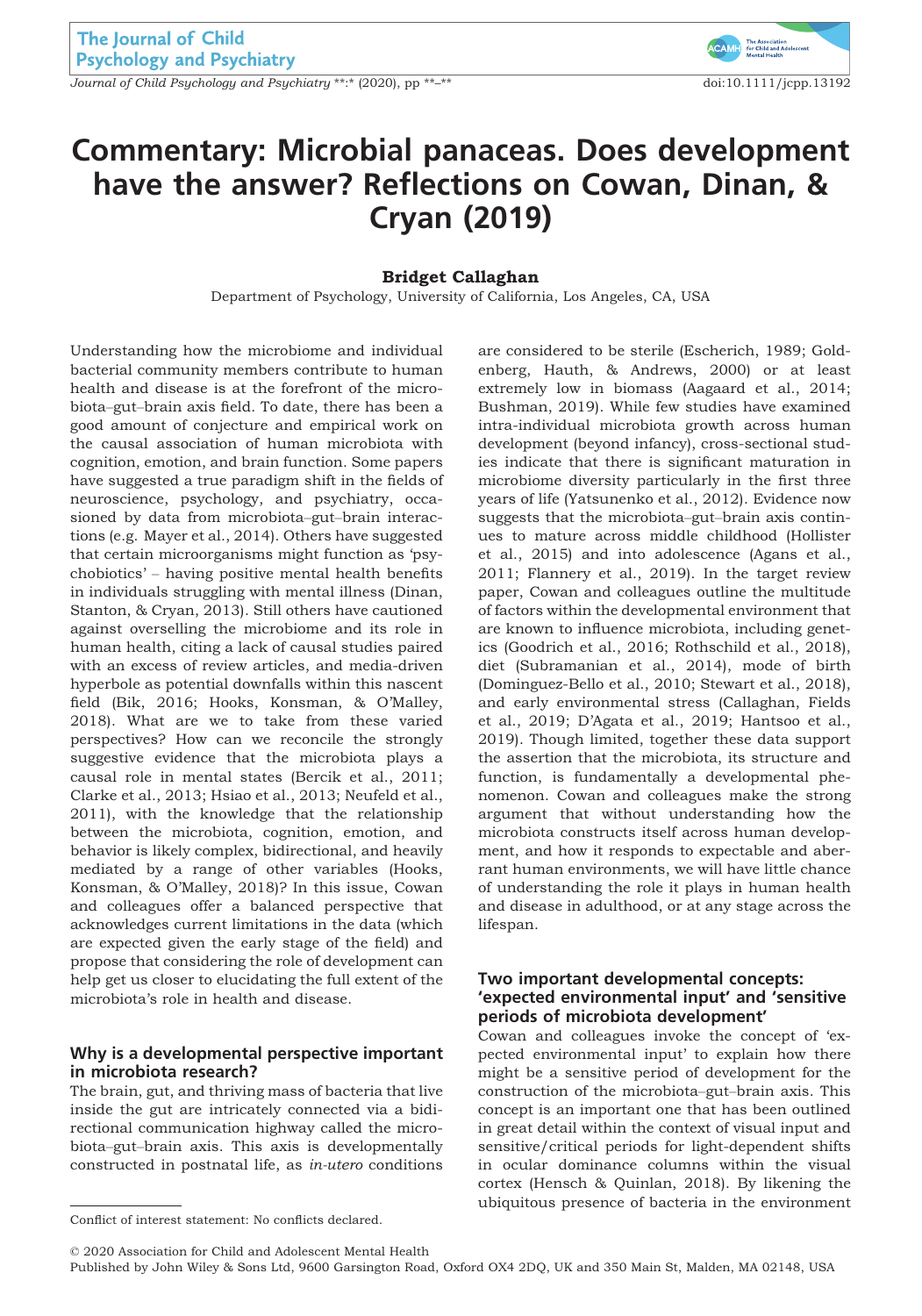# Commentary: Microbial panaceas. Does development have the answer? Reflections on Cowan, Dinan, & Cryan (2019)

**Bridget Callaghan**

Department of Psychology, University of California, Los Angeles, CA, USA

Understanding how the microbiome and individual bacterial community members contribute to human health and disease is at the forefront of the microbiota–gut–brain axis field. To date, there has been a good amount of conjecture and empirical work on the causal association of human microbiota with cognition, emotion, and brain function. Some papers have suggested a true paradigm shift in the fields of neuroscience, psychology, and psychiatry, occasioned by data from microbiota–gut–brain interactions (e.g. Mayer et al., 2014). Others have suggested that certain microorganisms might function as 'psychobiotics' – having positive mental health benefits in individuals struggling with mental illness (Dinan, Stanton, & Cryan, 2013). Still others have cautioned against overselling the microbiome and its role in human health, citing a lack of causal studies paired with an excess of review articles, and media-driven hyperbole as potential downfalls within this nascent field (Bik, 2016; Hooks, Konsman, & O'Malley, 2018). What are we to take from these varied perspectives? How can we reconcile the strongly suggestive evidence that the microbiota plays a causal role in mental states (Bercik et al., 2011; Clarke et al., 2013; Hsiao et al., 2013; Neufeld et al., 2011), with the knowledge that the relationship between the microbiota, cognition, emotion, and behavior is likely complex, bidirectional, and heavily mediated by a range of other variables (Hooks, Konsman, & O'Malley, 2018)? In this issue, Cowan and colleagues offer a balanced perspective that acknowledges current limitations in the data (which are expected given the early stage of the field) and propose that considering the role of development can help get us closer to elucidating the full extent of the microbiota's role in health and disease.

## Why is a developmental perspective important in microbiota research?

The brain, gut, and thriving mass of bacteria that live inside the gut are intricately connected via a bidirectional communication highway called the microbiota–gut–brain axis. This axis is developmentally constructed in postnatal life, as *in-utero* conditions are considered to be sterile (Escherich, 1989; Goldenberg, Hauth, & Andrews, 2000) or at least extremely low in biomass (Aagaard et al., 2014; Bushman, 2019). While few studies have examined intra-individual microbiota growth across human development (beyond infancy), cross-sectional studies indicate that there is significant maturation in microbiome diversity particularly in the first three years of life (Yatsunenko et al., 2012). Evidence now suggests that the microbiota–gut–brain axis continues to mature across middle childhood (Hollister et al., 2015) and into adolescence (Agans et al., 2011; Flannery et al., 2019). In the target review paper, Cowan and colleagues outline the multitude of factors within the developmental environment that are known to influence microbiota, including genetics (Goodrich et al., 2016; Rothschild et al., 2018), diet (Subramanian et al., 2014), mode of birth (Dominguez-Bello et al., 2010; Stewart et al., 2018), and early environmental stress (Callaghan, Fields et al., 2019; D'Agata et al., 2019; Hantsoo et al., 2019). Though limited, together these data support the assertion that the microbiota, its structure and function, is fundamentally a developmental phenomenon. Cowan and colleagues make the strong argument that without understanding how the microbiota constructs itself across human development, and how it responds to expectable and aberrant human environments, we will have little chance of understanding the role it plays in human health and disease in adulthood, or at any stage across the lifespan.

## Two important developmental concepts: 'expected environmental input' and 'sensitive periods of microbiota development'

Cowan and colleagues invoke the concept of 'expected environmental input' to explain how there might be a sensitive period of development for the construction of the microbiota–gut–brain axis. This concept is an important one that has been outlined in great detail within the context of visual input and sensitive/critical periods for light-dependent shifts in ocular dominance columns within the visual cortex (Hensch & Quinlan, 2018). By likening the ubiquitous presence of bacteria in the environment

Conflict of interest statement: No conflicts declared.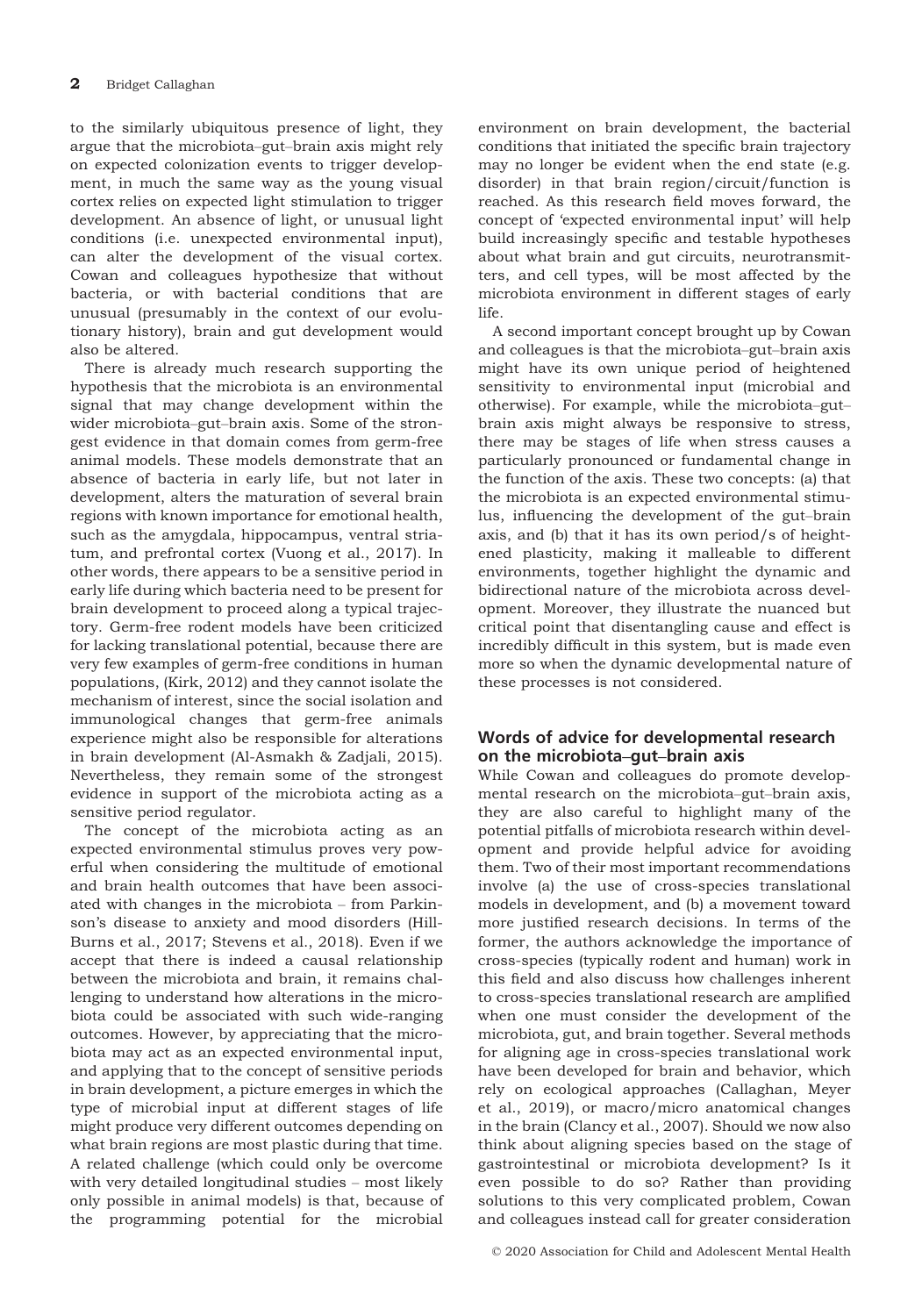to the similarly ubiquitous presence of light, they argue that the microbiota–gut–brain axis might rely on expected colonization events to trigger development, in much the same way as the young visual cortex relies on expected light stimulation to trigger development. An absence of light, or unusual light conditions (i.e. unexpected environmental input), can alter the development of the visual cortex. Cowan and colleagues hypothesize that without bacteria, or with bacterial conditions that are unusual (presumably in the context of our evolutionary history), brain and gut development would also be altered.

There is already much research supporting the hypothesis that the microbiota is an environmental signal that may change development within the wider microbiota–gut–brain axis. Some of the strongest evidence in that domain comes from germ-free animal models. These models demonstrate that an absence of bacteria in early life, but not later in development, alters the maturation of several brain regions with known importance for emotional health, such as the amygdala, hippocampus, ventral striatum, and prefrontal cortex (Vuong et al., 2017). In other words, there appears to be a sensitive period in early life during which bacteria need to be present for brain development to proceed along a typical trajectory. Germ-free rodent models have been criticized for lacking translational potential, because there are very few examples of germ-free conditions in human populations, (Kirk, 2012) and they cannot isolate the mechanism of interest, since the social isolation and immunological changes that germ-free animals experience might also be responsible for alterations in brain development (Al-Asmakh & Zadjali, 2015). Nevertheless, they remain some of the strongest evidence in support of the microbiota acting as a sensitive period regulator.

The concept of the microbiota acting as an expected environmental stimulus proves very powerful when considering the multitude of emotional and brain health outcomes that have been associated with changes in the microbiota – from Parkinson's disease to anxiety and mood disorders (Hill-Burns et al., 2017; Stevens et al., 2018). Even if we accept that there is indeed a causal relationship between the microbiota and brain, it remains challenging to understand how alterations in the microbiota could be associated with such wide-ranging outcomes. However, by appreciating that the microbiota may act as an expected environmental input, and applying that to the concept of sensitive periods in brain development, a picture emerges in which the type of microbial input at different stages of life might produce very different outcomes depending on what brain regions are most plastic during that time. A related challenge (which could only be overcome with very detailed longitudinal studies – most likely only possible in animal models) is that, because of the programming potential for the microbial environment on brain development, the bacterial conditions that initiated the specific brain trajectory may no longer be evident when the end state (e.g. disorder) in that brain region/circuit/function is reached. As this research field moves forward, the concept of 'expected environmental input' will help build increasingly specific and testable hypotheses about what brain and gut circuits, neurotransmitters, and cell types, will be most affected by the microbiota environment in different stages of early life.

A second important concept brought up by Cowan and colleagues is that the microbiota–gut–brain axis might have its own unique period of heightened sensitivity to environmental input (microbial and otherwise). For example, while the microbiota–gut–brain axis might always be responsive to stress, there may be stages of life when stress causes a particularly pronounced or fundamental change in the function of the axis. These two concepts: (a) that the microbiota is an expected environmental stimulus, influencing the development of the gut–brain axis, and (b) that it has its own period/s of heightened plasticity, making it malleable to different environments, together highlight the dynamic and bidirectional nature of the microbiota across development. Moreover, they illustrate the nuanced but critical point that disentangling cause and effect is incredibly difficult in this system, but is made even more so when the dynamic developmental nature of these processes is not considered.

## Words of advice for developmental research on the microbiota–gut–brain axis

While Cowan and colleagues do promote developmental research on the microbiota–gut–brain axis, they are also careful to highlight many of the potential pitfalls of microbiota research within development and provide helpful advice for avoiding them. Two of their most important recommendations involve (a) the use of cross-species translational models in development, and (b) a movement toward more justified research decisions. In terms of the former, the authors acknowledge the importance of cross-species (typically rodent and human) work in this field and also discuss how challenges inherent to cross-species translational research are amplified when one must consider the development of the microbiota, gut, and brain together. Several methods for aligning age in cross-species translational work have been developed for brain and behavior, which rely on ecological approaches (Callaghan, Meyer et al., 2019), or macro/micro anatomical changes in the brain (Clancy et al., 2007). Should we now also think about aligning species based on the stage of gastrointestinal or microbiota development? Is it even possible to do so? Rather than providing solutions to this very complicated problem, Cowan and colleagues instead call for greater consideration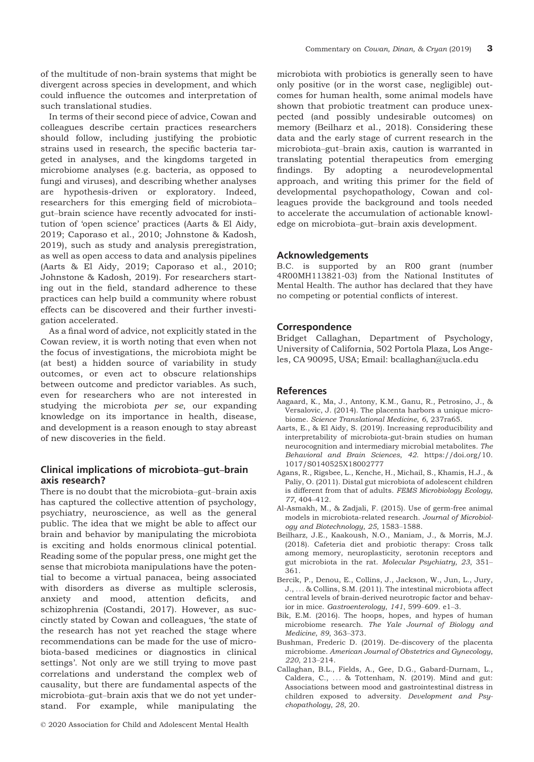of the multitude of non-brain systems that might be divergent across species in development, and which could influence the outcomes and interpretation of such translational studies.

In terms of their second piece of advice, Cowan and colleagues describe certain practices researchers should follow, including justifying the probiotic strains used in research, the specific bacteria targeted in analyses, and the kingdoms targeted in microbiome analyses (e.g. bacteria, as opposed to fungi and viruses), and describing whether analyses are hypothesis-driven or exploratory. Indeed, researchers for this emerging field of microbiota–gut–brain science have recently advocated for institution of 'open science' practices (Aarts & El Aidy, 2019; Caporaso et al., 2010; Johnstone & Kadosh, 2019), such as study and analysis preregistration, as well as open access to data and analysis pipelines (Aarts & El Aidy, 2019; Caporaso et al., 2010; Johnstone & Kadosh, 2019). For researchers starting out in the field, standard adherence to these practices can help build a community where robust effects can be discovered and their further investigation accelerated.

As a final word of advice, not explicitly stated in the Cowan review, it is worth noting that even when not the focus of investigations, the microbiota might be (at best) a hidden source of variability in study outcomes, or even act to obscure relationships between outcome and predictor variables. As such, even for researchers who are not interested in studying the microbiota *per se*, our expanding knowledge on its importance in health, disease, and development is a reason enough to stay abreast of new discoveries in the field.

## Clinical implications of microbiota–gut–brain axis research?

There is no doubt that the microbiota–gut–brain axis has captured the collective attention of psychology, psychiatry, neuroscience, as well as the general public. The idea that we might be able to affect our brain and behavior by manipulating the microbiota is exciting and holds enormous clinical potential. Reading some of the popular press, one might get the sense that microbiota manipulations have the potential to become a virtual panacea, being associated with disorders as diverse as multiple sclerosis, anxiety and mood, attention deficits, and schizophrenia (Costandi, 2017). However, as succinctly stated by Cowan and colleagues, 'the state of the research has not yet reached the stage where recommendations can be made for the use of microbiota-based medicines or diagnostics in clinical settings'. Not only are we still trying to move past correlations and understand the complex web of causality, but there are fundamental aspects of the microbiota–gut–brain axis that we do not yet understand. For example, while manipulating the microbiota with probiotics is generally seen to have only positive (or in the worst case, negligible) outcomes for human health, some animal models have shown that probiotic treatment can produce unexpected (and possibly undesirable outcomes) on memory (Beilharz et al., 2018). Considering these data and the early stage of current research in the microbiota–gut–brain axis, caution is warranted in translating potential therapeutics from emerging findings. By adopting a neurodevelopmental approach, and writing this primer for the field of developmental psychopathology, Cowan and colleagues provide the background and tools needed to accelerate the accumulation of actionable knowledge on microbiota–gut–brain axis development.

## Acknowledgements

B.C. is supported by an R00 grant (number 4R00MH113821-03) from the National Institutes of Mental Health. The author has declared that they have no competing or potential conflicts of interest.

## Correspondence

Bridget Callaghan, Department of Psychology, University of California, 502 Portola Plaza, Los Angeles, CA 90095, USA; Email: bcallaghan@ucla.edu

## References

Aagaard, K., Ma, J., Antony, K.M., Ganu, R., Petrosino, J., & Versalovic, J. (2014). The placenta harbors a unique microbiome. *Science Translational Medicine*, *6*, 237ra65.

Aarts, E., & El Aidy, S. (2019). Increasing reproducibility and interpretability of microbiota-gut-brain studies on human neurocognition and intermediary microbial metabolites. *The Behavioral and Brain Sciences*, *42*. https://doi.org/10.1017/S0140525X18002777

Agans, R., Rigsbee, L., Kenche, H., Michail, S., Khamis, H.J., & Paliy, O. (2011). Distal gut microbiota of adolescent children is different from that of adults. *FEMS Microbiology Ecology*, *77*, 404–412.

Al-Asmakh, M., & Zadjali, F. (2015). Use of germ-free animal models in microbiota-related research. *Journal of Microbiology and Biotechnology*, *25*, 1583–1588.

Beilharz, J.E., Kaakoush, N.O., Maniam, J., & Morris, M.J. (2018). Cafeteria diet and probiotic therapy: Cross talk among memory, neuroplasticity, serotonin receptors and gut microbiota in the rat. *Molecular Psychiatry*, *23*, 351–361.

Bercik, P., Denou, E., Collins, J., Jackson, W., Jun, L., Jury, J., ... & Collins, S.M. (2011). The intestinal microbiota affect central levels of brain-derived neurotropic factor and behavior in mice. *Gastroenterology*, *141*, 599–609. e1–3.

Bik, E.M. (2016). The hoops, hopes, and hypes of human microbiome research. *The Yale Journal of Biology and Medicine*, *89*, 363–373.

Bushman, Frederic D. (2019). De-discovery of the placenta microbiome. *American Journal of Obstetrics and Gynecology*, *220*, 213–214.

Callaghan, B.L., Fields, A., Gee, D.G., Gabard-Durnam, L., Caldera, C., ... & Tottenham, N. (2019). Mind and gut: Associations between mood and gastrointestinal distress in children exposed to adversity. *Development and Psychopathology*, *28*, 20.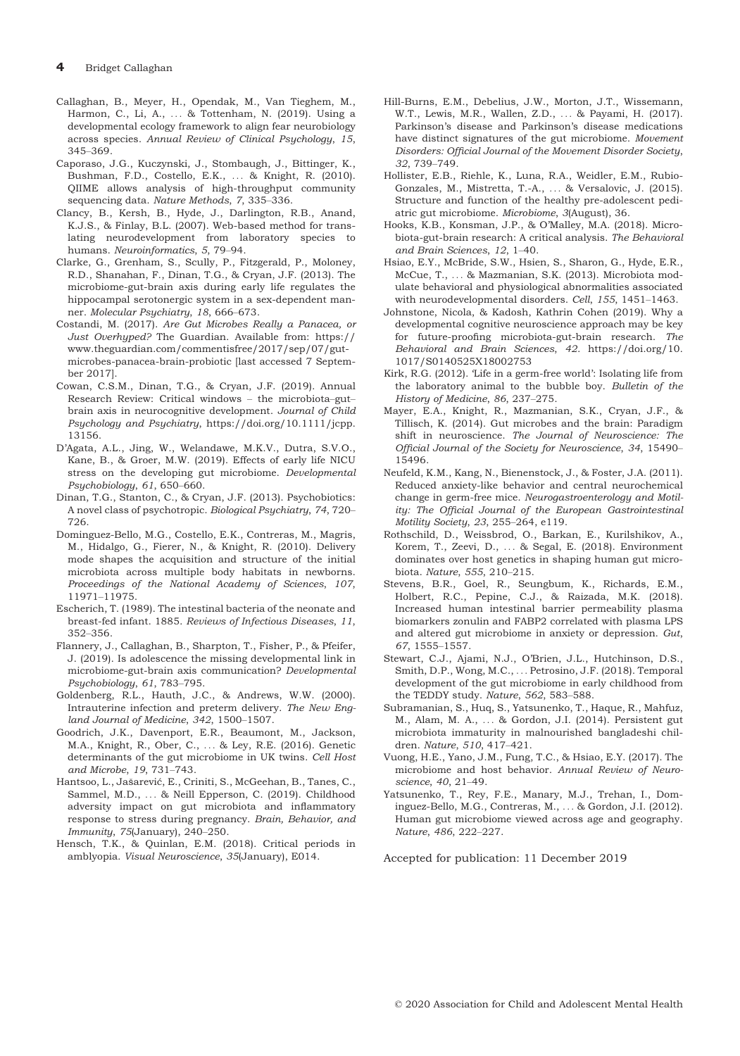Callaghan, B., Meyer, H., Opendak, M., Van Tieghem, M., Harmon, C., Li, A., … & Tottenham, N. (2019). Using a developmental ecology framework to align fear neurobiology across species. *Annual Review of Clinical Psychology*, *15*, 345–369.

Caporaso, J.G., Kuczynski, J., Stombaugh, J., Bittinger, K., Bushman, F.D., Costello, E.K., … & Knight, R. (2010). QIIME allows analysis of high-throughput community sequencing data. *Nature Methods*, *7*, 335–336.

Clancy, B., Kersh, B., Hyde, J., Darlington, R.B., Anand, K.J.S., & Finlay, B.L. (2007). Web-based method for translating neurodevelopment from laboratory species to humans. *Neuroinformatics*, *5*, 79–94.

Clarke, G., Grenham, S., Scully, P., Fitzgerald, P., Moloney, R.D., Shanahan, F., Dinan, T.G., & Cryan, J.F. (2013). The microbiome-gut-brain axis during early life regulates the hippocampal serotonergic system in a sex-dependent manner. *Molecular Psychiatry*, *18*, 666–673.

Costandi, M. (2017). *Are Gut Microbes Really a Panacea, or Just Overhyped?* The Guardian. Available from: https://www.theguardian.com/commentisfree/2017/sep/07/gut-microbes-panacea-brain-probiotic [last accessed 7 September 2017].

Cowan, C.S.M., Dinan, T.G., & Cryan, J.F. (2019). Annual Research Review: Critical windows – the microbiota–gut–brain axis in neurocognitive development. *Journal of Child Psychology and Psychiatry*, https://doi.org/10.1111/jcpp.13156.

D'Agata, A.L., Jing, W., Welandawe, M.K.V., Dutra, S.V.O., Kane, B., & Groer, M.W. (2019). Effects of early life NICU stress on the developing gut microbiome. *Developmental Psychobiology*, *61*, 650–660.

Dinan, T.G., Stanton, C., & Cryan, J.F. (2013). Psychobiotics: A novel class of psychotropic. *Biological Psychiatry*, *74*, 720–726.

Dominguez-Bello, M.G., Costello, E.K., Contreras, M., Magris, M., Hidalgo, G., Fierer, N., & Knight, R. (2010). Delivery mode shapes the acquisition and structure of the initial microbiota across multiple body habitats in newborns. *Proceedings of the National Academy of Sciences*, *107*, 11971–11975.

Escherich, T. (1989). The intestinal bacteria of the neonate and breast-fed infant. 1885. *Reviews of Infectious Diseases*, *11*, 352–356.

Flannery, J., Callaghan, B., Sharpton, T., Fisher, P., & Pfeifer, J. (2019). Is adolescence the missing developmental link in microbiome-gut-brain axis communication? *Developmental Psychobiology*, *61*, 783–795.

Goldenberg, R.L., Hauth, J.C., & Andrews, W.W. (2000). Intrauterine infection and preterm delivery. *The New England Journal of Medicine*, *342*, 1500–1507.

Goodrich, J.K., Davenport, E.R., Beaumont, M., Jackson, M.A., Knight, R., Ober, C., … & Ley, R.E. (2016). Genetic determinants of the gut microbiome in UK twins. *Cell Host and Microbe*, *19*, 731–743.

Hantsoo, L., Jašarević, E., Criniti, S., McGeehan, B., Tanes, C., Sammel, M.D., … & Neill Epperson, C. (2019). Childhood adversity impact on gut microbiota and inflammatory response to stress during pregnancy. *Brain, Behavior, and Immunity*, *75*(January), 240–250.

Hensch, T.K., & Quinlan, E.M. (2018). Critical periods in amblyopia. *Visual Neuroscience*, *35*(January), E014.

Hill-Burns, E.M., Debelius, J.W., Morton, J.T., Wissemann, W.T., Lewis, M.R., Wallen, Z.D., … & Payami, H. (2017). Parkinson's disease and Parkinson's disease medications have distinct signatures of the gut microbiome. *Movement Disorders: Official Journal of the Movement Disorder Society*, *32*, 739–749.

Hollister, E.B., Riehle, K., Luna, R.A., Weidler, E.M., Rubio-Gonzales, M., Mistretta, T.-A., … & Versalovic, J. (2015). Structure and function of the healthy pre-adolescent pediatric gut microbiome. *Microbiome*, *3*(August), 36.

Hooks, K.B., Konsman, J.P., & O'Malley, M.A. (2018). Microbiota-gut-brain research: A critical analysis. *The Behavioral and Brain Sciences*, *12*, 1–40.

Hsiao, E.Y., McBride, S.W., Hsien, S., Sharon, G., Hyde, E.R., McCue, T., … & Mazmanian, S.K. (2013). Microbiota modulate behavioral and physiological abnormalities associated with neurodevelopmental disorders. *Cell*, *155*, 1451–1463.

Johnstone, Nicola, & Kadosh, Kathrin Cohen (2019). Why a developmental cognitive neuroscience approach may be key for future-proofing microbiota-gut-brain research. *The Behavioral and Brain Sciences*, *42*. https://doi.org/10.1017/S0140525X18002753

Kirk, R.G. (2012). 'Life in a germ-free world': Isolating life from the laboratory animal to the bubble boy. *Bulletin of the History of Medicine*, *86*, 237–275.

Mayer, E.A., Knight, R., Mazmanian, S.K., Cryan, J.F., & Tillisch, K. (2014). Gut microbes and the brain: Paradigm shift in neuroscience. *The Journal of Neuroscience: The Official Journal of the Society for Neuroscience*, *34*, 15490–15496.

Neufeld, K.M., Kang, N., Bienenstock, J., & Foster, J.A. (2011). Reduced anxiety-like behavior and central neurochemical change in germ-free mice. *Neurogastroenterology and Motility: The Official Journal of the European Gastrointestinal Motility Society*, *23*, 255–264, e119.

Rothschild, D., Weissbrod, O., Barkan, E., Kurilshikov, A., Korem, T., Zeevi, D., … & Segal, E. (2018). Environment dominates over host genetics in shaping human gut microbiota. *Nature*, *555*, 210–215.

Stevens, B.R., Goel, R., Seungbum, K., Richards, E.M., Holbert, R.C., Pepine, C.J., & Raizada, M.K. (2018). Increased human intestinal barrier permeability plasma biomarkers zonulin and FABP2 correlated with plasma LPS and altered gut microbiome in anxiety or depression. *Gut*, *67*, 1555–1557.

Stewart, C.J., Ajami, N.J., O'Brien, J.L., Hutchinson, D.S., Smith, D.P., Wong, M.C., … Petrosino, J.F. (2018). Temporal development of the gut microbiome in early childhood from the TEDDY study. *Nature*, *562*, 583–588.

Subramanian, S., Huq, S., Yatsunenko, T., Haque, R., Mahfuz, M., Alam, M. A., … & Gordon, J.I. (2014). Persistent gut microbiota immaturity in malnourished bangladeshi children. *Nature*, *510*, 417–421.

Vuong, H.E., Yano, J.M., Fung, T.C., & Hsiao, E.Y. (2017). The microbiome and host behavior. *Annual Review of Neuroscience*, *40*, 21–49.

Yatsunenko, T., Rey, F.E., Manary, M.J., Trehan, I., Dominguez-Bello, M.G., Contreras, M., … & Gordon, J.I. (2012). Human gut microbiome viewed across age and geography. *Nature*, *486*, 222–227.

Accepted for publication: 11 December 2019